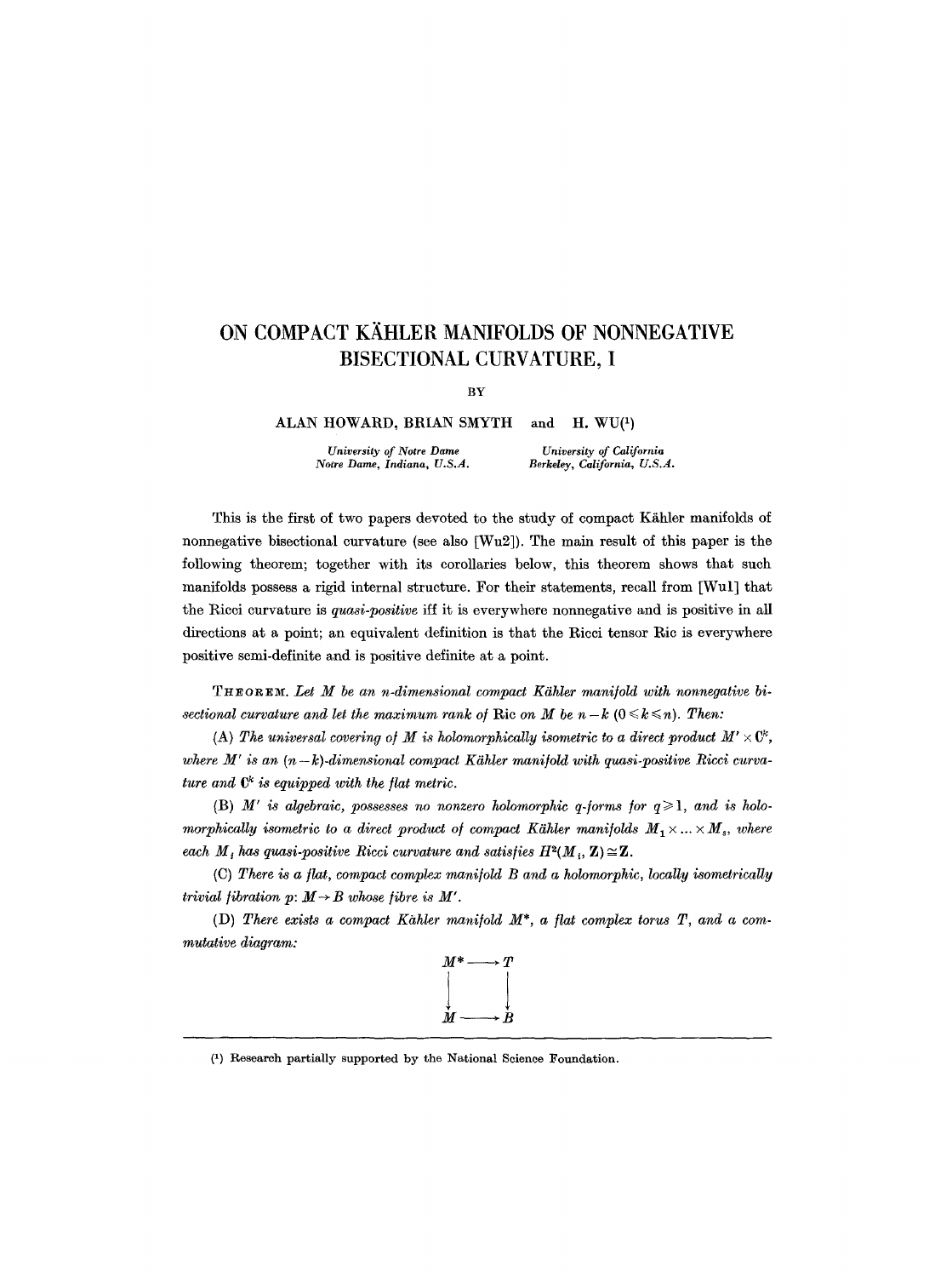# ON COMPACT KÄHLER MANIFOLDS OF NONNEGATIVE BISECTIONAL CURVATURE, I

BY

ALAN HOWARD, BRIAN SMYTH and H. WU[1]

*University of Notre Dame*
*Notre Dame, Indiana, U.S.A.*

*University of California*
*Berkeley, California, U.S.A.*

This is the first of two papers devoted to the study of compact Kähler manifolds of nonnegative bisectional curvature (see also [Wu2]). The main result of this paper is the following theorem; together with its corollaries below, this theorem shows that such manifolds possess a rigid internal structure. For their statements, recall from [Wu1] that the Ricci curvature is *quasi-positive* iff it is everywhere nonnegative and is positive in all directions at a point; an equivalent definition is that the Ricci tensor Ric is everywhere positive semi-definite and is positive definite at a point.

THEOREM. *Let $M$ be an $n$-dimensional compact Kähler manifold with nonnegative bisectional curvature and let the maximum rank of* Ric *on $M$ be $n-k$ ($0 \leqslant k \leqslant n$). Then:*

(A) *The universal covering of $M$ is holomorphically isometric to a direct product $M' \times \mathbf{C}^k$, where $M'$ is an $(n-k)$-dimensional compact Kähler manifold with quasi-positive Ricci curvature and $\mathbf{C}^k$ is equipped with the flat metric.*

(B) *$M'$ is algebraic, possesses no nonzero holomorphic $q$-forms for $q \geqslant 1$, and is holomorphically isometric to a direct product of compact Kähler manifolds $M_1 \times \ldots \times M_s$, where each $M_i$ has quasi-positive Ricci curvature and satisfies $H^2(M_i, \mathbf{Z}) \cong \mathbf{Z}$.*

(C) *There is a flat, compact complex manifold $B$ and a holomorphic, locally isometrically trivial fibration $p: M \to B$ whose fibre is $M'$.*

(D) *There exists a compact Kähler manifold $M^*$, a flat complex torus $T$, and a commutative diagram:*

$$\begin{array}{ccc} M^* & \longrightarrow & T \\ \downarrow & & \downarrow \\ M & \longrightarrow & B \end{array}$$

---

[1] Research partially supported by the National Science Foundation.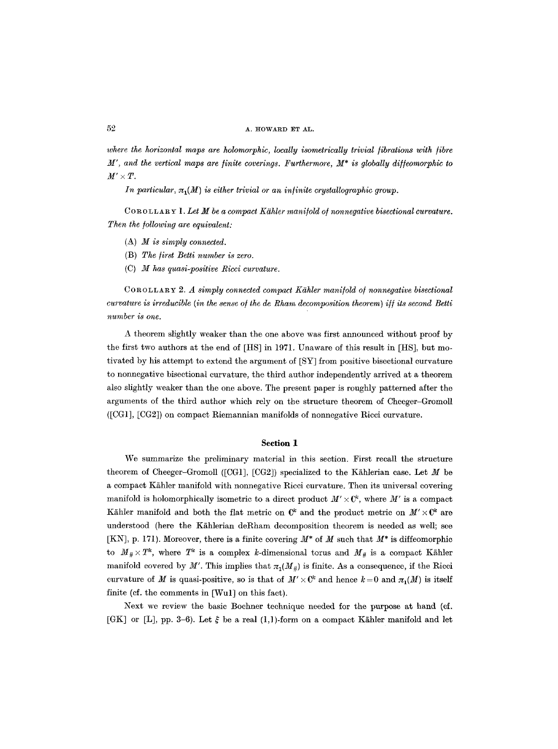*where the horizontal maps are holomorphic, locally isometrically trivial fibrations with fibre $M'$, and the vertical maps are finite coverings. Furthermore, $M^*$ is globally diffeomorphic to $M' \times T$.*

*In particular, $\pi_1(M)$ is either trivial or an infinite crystallographic group.*

COROLLARY 1. *Let $M$ be a compact Kähler manifold of nonnegative bisectional curvature. Then the following are equivalent:*

(A) *$M$ is simply connected.*

(B) *The first Betti number is zero.*

(C) *$M$ has quasi-positive Ricci curvature.*

COROLLARY 2. *A simply connected compact Kähler manifold of nonnegative bisectional curvature is irreducible (in the sense of the de Rham decomposition theorem) iff its second Betti number is one.*

A theorem slightly weaker than the one above was first announced without proof by the first two authors at the end of [HS] in 1971. Unaware of this result in [HS], but motivated by his attempt to extend the argument of [SY] from positive bisectional curvature to nonnegative bisectional curvature, the third author independently arrived at a theorem also slightly weaker than the one above. The present paper is roughly patterned after the arguments of the third author which rely on the structure theorem of Cheeger–Gromoll ([CG1], [CG2]) on compact Riemannian manifolds of nonnegative Ricci curvature.

## Section 1

We summarize the preliminary material in this section. First recall the structure theorem of Cheeger–Gromoll ([CG1], [CG2]) specialized to the Kählerian case. Let $M$ be a compact Kähler manifold with nonnegative Ricci curvature. Then its universal covering manifold is holomorphically isometric to a direct product $M' \times \mathbf{C}^k$, where $M'$ is a compact Kähler manifold and both the flat metric on $\mathbf{C}^k$ and the product metric on $M' \times \mathbf{C}^k$ are understood (here the Kählerian deRham decomposition theorem is needed as well; see [KN], p. 171). Moreover, there is a finite covering $M^*$ of $M$ such that $M^*$ is diffeomorphic to $M_\# \times T^k$, where $T^k$ is a complex $k$-dimensional torus and $M_\#$ is a compact Kähler manifold covered by $M'$. This implies that $\pi_1(M_\#)$ is finite. As a consequence, if the Ricci curvature of $M$ is quasi-positive, so is that of $M' \times \mathbf{C}^k$ and hence $k=0$ and $\pi_1(M)$ is itself finite (cf. the comments in [Wu1] on this fact).

Next we review the basic Bochner technique needed for the purpose at hand (cf. [GK] or [L], pp. 3–6). Let $\xi$ be a real (1,1)-form on a compact Kähler manifold and let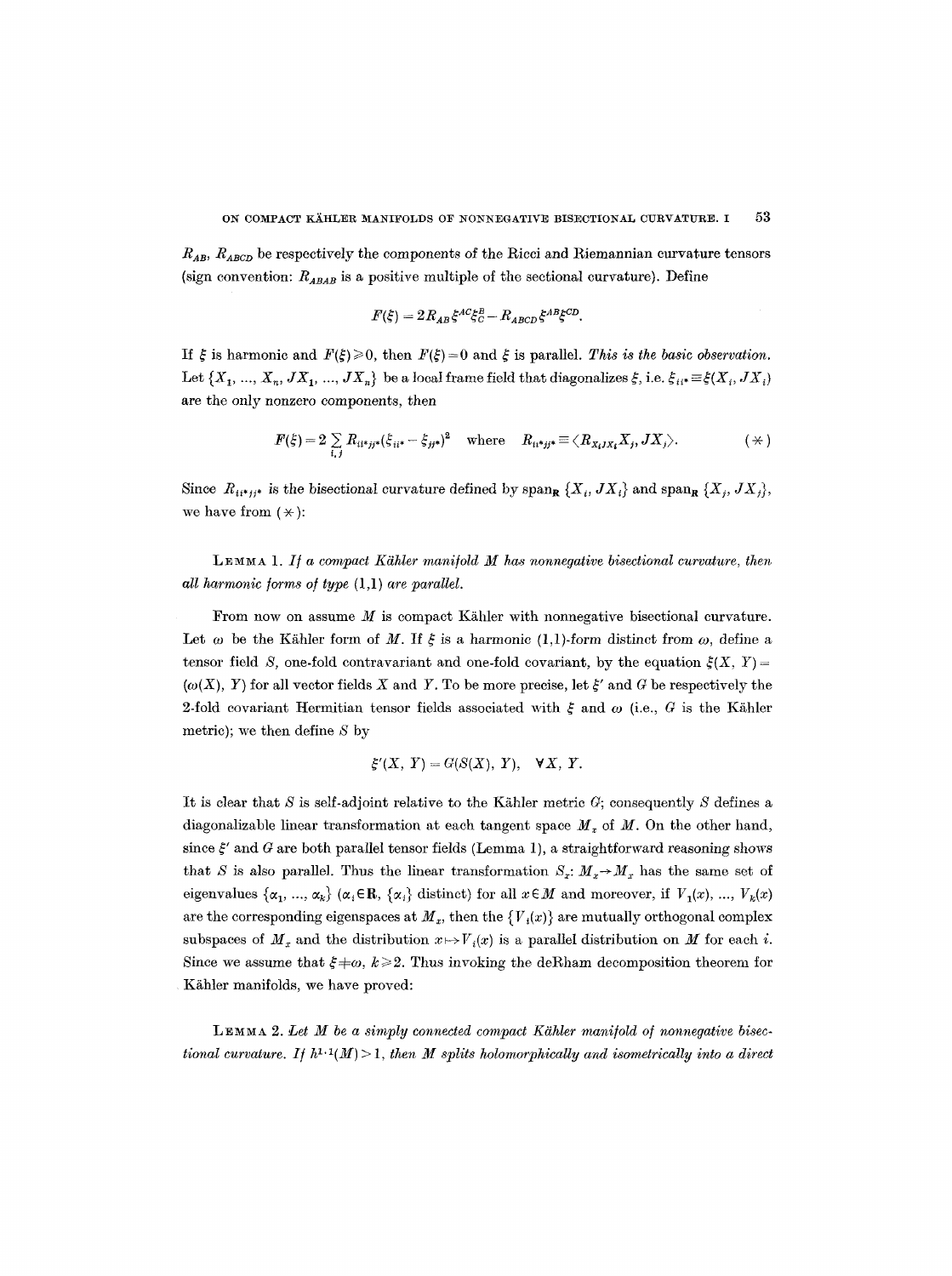$R_{AB}$, $R_{ABCD}$ be respectively the components of the Ricci and Riemannian curvature tensors (sign convention: $R_{ABAB}$ is a positive multiple of the sectional curvature). Define

$$F(\xi) = 2R_{AB}\xi^{AC}\xi_C^B - R_{ABCD}\xi^{AB}\xi^{CD}.$$

If $\xi$ is harmonic and $F(\xi) \geqslant 0$, then $F(\xi) = 0$ and $\xi$ is parallel. *This is the basic observation.* Let $\{X_1, ..., X_n, JX_1, ..., JX_n\}$ be a local frame field that diagonalizes $\xi$, i.e. $\xi_{ii^*} \equiv \xi(X_i, JX_i)$ are the only nonzero components, then

$$F(\xi) = 2\sum_{i,j} R_{ii^*jj^*}(\xi_{ii^*} - \xi_{jj^*})^2 \quad \text{where} \quad R_{ii^*jj^*} \equiv \langle R_{X_iJX_i}X_j, JX_j\rangle. \qquad (*)$$

Since $R_{ii^*jj^*}$ is the bisectional curvature defined by $\text{span}_{\mathbf{R}}\{X_i, JX_i\}$ and $\text{span}_{\mathbf{R}}\{X_j, JX_j\}$, we have from $(*)$:

LEMMA 1. *If a compact Kähler manifold $M$ has nonnegative bisectional curvature, then all harmonic forms of type $(1,1)$ are parallel.*

From now on assume $M$ is compact Kähler with nonnegative bisectional curvature. Let $\omega$ be the Kähler form of $M$. If $\xi$ is a harmonic $(1,1)$-form distinct from $\omega$, define a tensor field $S$, one-fold contravariant and one-fold covariant, by the equation $\xi(X, Y) = (\omega(X), Y)$ for all vector fields $X$ and $Y$. To be more precise, let $\xi'$ and $G$ be respectively the 2-fold covariant Hermitian tensor fields associated with $\xi$ and $\omega$ (i.e., $G$ is the Kähler metric); we then define $S$ by

$$\xi'(X, Y) = G(S(X), Y), \quad \forall X, Y.$$

It is clear that $S$ is self-adjoint relative to the Kähler metric $G$; consequently $S$ defines a diagonalizable linear transformation at each tangent space $M_x$ of $M$. On the other hand, since $\xi'$ and $G$ are both parallel tensor fields (Lemma 1), a straightforward reasoning shows that $S$ is also parallel. Thus the linear transformation $S_x: M_x \to M_x$ has the same set of eigenvalues $\{\alpha_1, ..., \alpha_k\}$ ($\alpha_i \in \mathbf{R}$, $\{\alpha_i\}$ distinct) for all $x \in M$ and moreover, if $V_1(x), ..., V_k(x)$ are the corresponding eigenspaces at $M_x$, then the $\{V_i(x)\}$ are mutually orthogonal complex subspaces of $M_x$ and the distribution $x \mapsto V_i(x)$ is a parallel distribution on $M$ for each $i$. Since we assume that $\xi \neq \omega$, $k \geqslant 2$. Thus invoking the deRham decomposition theorem for Kähler manifolds, we have proved:

LEMMA 2. *Let $M$ be a simply connected compact Kähler manifold of nonnegative bisectional curvature. If $h^{1,1}(M) > 1$, then $M$ splits holomorphically and isometrically into a direct*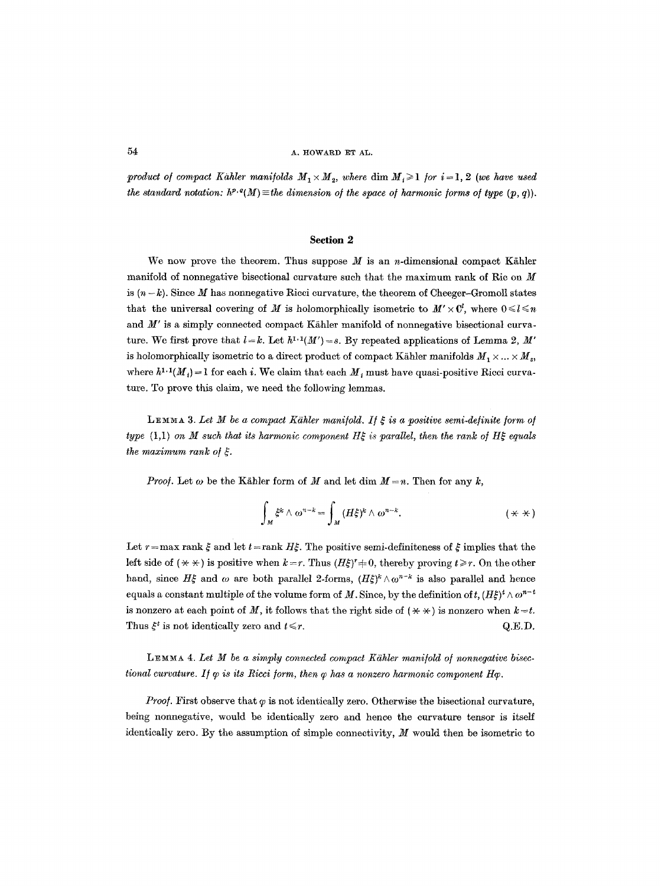*product of compact Kähler manifolds $M_1 \times M_2$, where* $\dim M_i \geqslant 1$ *for* $i = 1, 2$ *(we have used the standard notation:* $h^{p,q}(M) \equiv$ *the dimension of the space of harmonic forms of type* $(p, q)$*).*

## Section 2

We now prove the theorem. Thus suppose $M$ is an $n$-dimensional compact Kähler manifold of nonnegative bisectional curvature such that the maximum rank of Ric on $M$ is $(n-k)$. Since $M$ has nonnegative Ricci curvature, the theorem of Cheeger–Gromoll states that the universal covering of $M$ is holomorphically isometric to $M' \times \mathbf{C}^l$, where $0 \leqslant l \leqslant n$ and $M'$ is a simply connected compact Kähler manifold of nonnegative bisectional curvature. We first prove that $l = k$. Let $h^{1,1}(M') = s$. By repeated applications of Lemma 2, $M'$ is holomorphically isometric to a direct product of compact Kähler manifolds $M_1 \times \ldots \times M_s$, where $h^{1,1}(M_i) = 1$ for each $i$. We claim that each $M_i$ must have quasi-positive Ricci curvature. To prove this claim, we need the following lemmas.

LEMMA 3. *Let $M$ be a compact Kähler manifold. If $\xi$ is a positive semi-definite form of type* (1,1) *on $M$ such that its harmonic component $H\xi$ is parallel, then the rank of $H\xi$ equals the maximum rank of $\xi$.*

*Proof.* Let $\omega$ be the Kähler form of $M$ and let $\dim M = n$. Then for any $k$,

$$\int_M \xi^k \wedge \omega^{n-k} = \int_M (H\xi)^k \wedge \omega^{n-k}. \qquad (**)$$

Let $r = \max \operatorname{rank} \xi$ and let $t = \operatorname{rank} H\xi$. The positive semi-definiteness of $\xi$ implies that the left side of $(**)$ is positive when $k = r$. Thus $(H\xi)^r \neq 0$, thereby proving $t \geqslant r$. On the other hand, since $H\xi$ and $\omega$ are both parallel 2-forms, $(H\xi)^k \wedge \omega^{n-k}$ is also parallel and hence equals a constant multiple of the volume form of $M$. Since, by the definition of $t$, $(H\xi)^t \wedge \omega^{n-t}$ is nonzero at each point of $M$, it follows that the right side of $(**)$ is nonzero when $k = t$. Thus $\xi^t$ is not identically zero and $t \leqslant r$. Q.E.D.

LEMMA 4. *Let $M$ be a simply connected compact Kähler manifold of nonnegative bisectional curvature. If $\varphi$ is its Ricci form, then $\varphi$ has a nonzero harmonic component $H\varphi$.*

*Proof.* First observe that $\varphi$ is not identically zero. Otherwise the bisectional curvature, being nonnegative, would be identically zero and hence the curvature tensor is itself identically zero. By the assumption of simple connectivity, $M$ would then be isometric to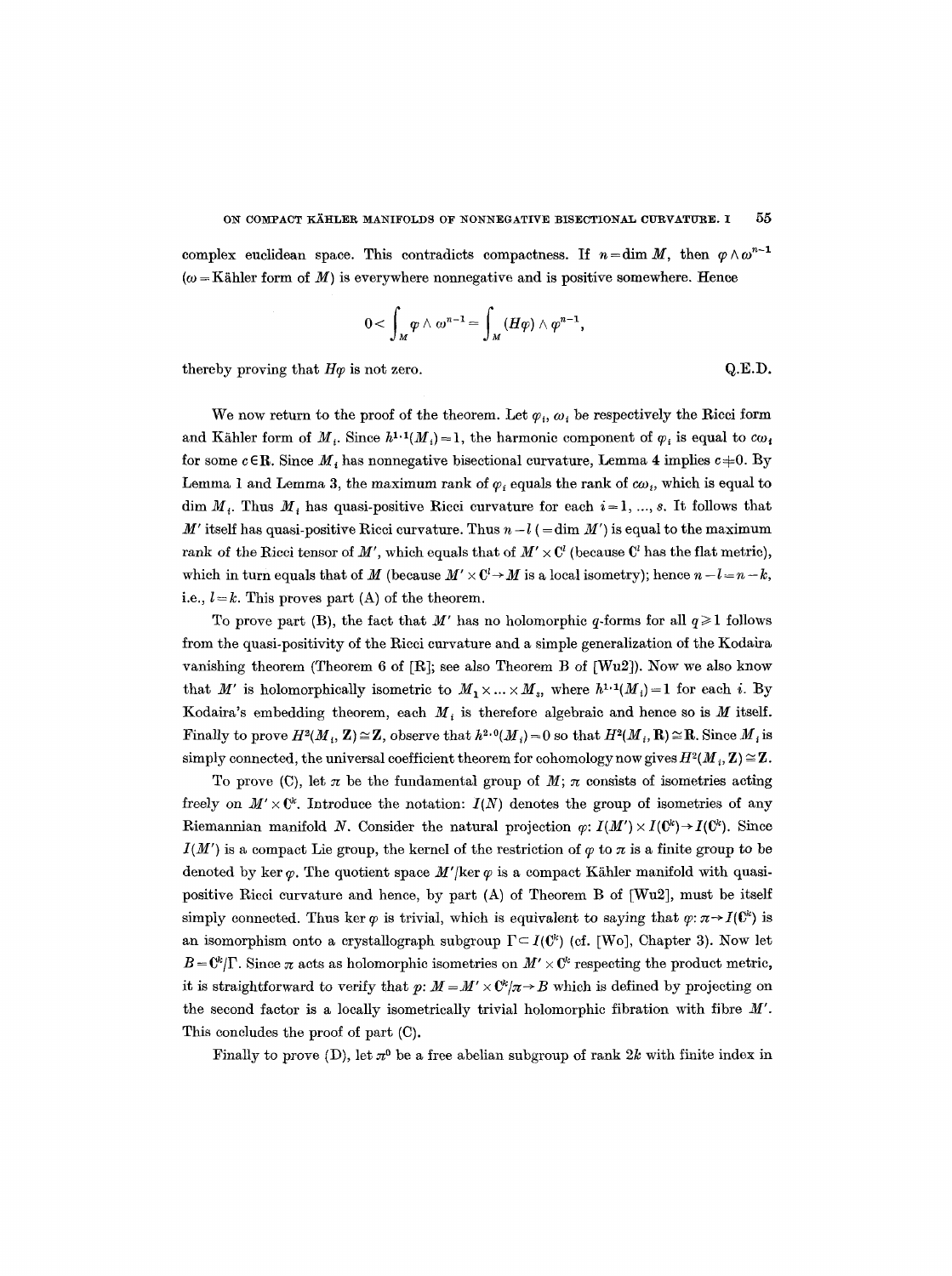complex euclidean space. This contradicts compactness. If $n = \dim M$, then $\varphi \wedge \omega^{n-1}$ ($\omega$ = Kähler form of $M$) is everywhere nonnegative and is positive somewhere. Hence

$$0 < \int_M \varphi \wedge \omega^{n-1} = \int_M (H\varphi) \wedge \varphi^{n-1},$$

thereby proving that $H\varphi$ is not zero. Q.E.D.

We now return to the proof of the theorem. Let $\varphi_i$, $\omega_i$ be respectively the Ricci form and Kähler form of $M_i$. Since $h^{1,1}(M_i) = 1$, the harmonic component of $\varphi_i$ is equal to $c\omega_i$ for some $c \in \mathbf{R}$. Since $M_i$ has nonnegative bisectional curvature, Lemma 4 implies $c \neq 0$. By Lemma 1 and Lemma 3, the maximum rank of $\varphi_i$ equals the rank of $c\omega_i$, which is equal to $\dim M_i$. Thus $M_i$ has quasi-positive Ricci curvature for each $i = 1, \ldots, s$. It follows that $M'$ itself has quasi-positive Ricci curvature. Thus $n - l$ ($= \dim M'$) is equal to the maximum rank of the Ricci tensor of $M'$, which equals that of $M' \times \mathbf{C}^l$ (because $\mathbf{C}^l$ has the flat metric), which in turn equals that of $M$ (because $M' \times \mathbf{C}^l \to M$ is a local isometry); hence $n - l = n - k$, i.e., $l = k$. This proves part (A) of the theorem.

To prove part (B), the fact that $M'$ has no holomorphic $q$-forms for all $q \geq 1$ follows from the quasi-positivity of the Ricci curvature and a simple generalization of the Kodaira vanishing theorem (Theorem 6 of [R]; see also Theorem B of [Wu2]). Now we also know that $M'$ is holomorphically isometric to $M_1 \times \ldots \times M_s$, where $h^{1,1}(M_i) = 1$ for each $i$. By Kodaira's embedding theorem, each $M_i$ is therefore algebraic and hence so is $M$ itself. Finally to prove $H^2(M_i, \mathbf{Z}) \cong \mathbf{Z}$, observe that $h^{2,0}(M_i) = 0$ so that $H^2(M_i, \mathbf{R}) \cong \mathbf{R}$. Since $M_i$ is simply connected, the universal coefficient theorem for cohomology now gives $H^2(M_i, \mathbf{Z}) \cong \mathbf{Z}$.

To prove (C), let $\pi$ be the fundamental group of $M$; $\pi$ consists of isometries acting freely on $M' \times \mathbf{C}^k$. Introduce the notation: $I(N)$ denotes the group of isometries of any Riemannian manifold $N$. Consider the natural projection $\varphi: I(M') \times I(\mathbf{C}^k) \to I(\mathbf{C}^k)$. Since $I(M')$ is a compact Lie group, the kernel of the restriction of $\varphi$ to $\pi$ is a finite group to be denoted by $\ker \varphi$. The quotient space $M'/\ker \varphi$ is a compact Kähler manifold with quasi-positive Ricci curvature and hence, by part (A) of Theorem B of [Wu2], must be itself simply connected. Thus $\ker \varphi$ is trivial, which is equivalent to saying that $\varphi: \pi \to I(\mathbf{C}^k)$ is an isomorphism onto a crystallograph subgroup $\Gamma \subset I(\mathbf{C}^k)$ (cf. [Wo], Chapter 3). Now let $B = \mathbf{C}^k/\Gamma$. Since $\pi$ acts as holomorphic isometries on $M' \times \mathbf{C}^k$ respecting the product metric, it is straightforward to verify that $p: M = M' \times \mathbf{C}^k/\pi \to B$ which is defined by projecting on the second factor is a locally isometrically trivial holomorphic fibration with fibre $M'$. This concludes the proof of part (C).

Finally to prove (D), let $\pi^0$ be a free abelian subgroup of rank $2k$ with finite index in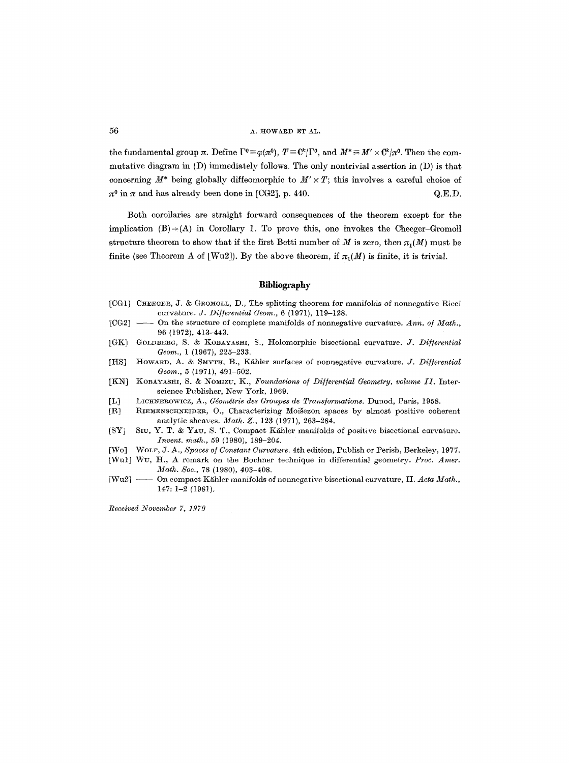the fundamental group $\pi$. Define $\Gamma^0 \equiv \varphi(\pi^0)$, $T \equiv \mathbf{C}^k/\Gamma^0$, and $M^* \equiv M' \times \mathbf{C}^k/\pi^0$. Then the commutative diagram in (D) immediately follows. The only nontrivial assertion in (D) is that concerning $M^*$ being globally diffeomorphic to $M' \times T$; this involves a careful choice of $\pi^0$ in $\pi$ and has already been done in [CG2], p. 440. Q.E.D.

Both corollaries are straight forward consequences of the theorem except for the implication (B) $\Rightarrow$ (A) in Corollary 1. To prove this, one invokes the Cheeger–Gromoll structure theorem to show that if the first Betti number of $M$ is zero, then $\pi_1(M)$ must be finite (see Theorem A of [Wu2]). By the above theorem, if $\pi_1(M)$ is finite, it is trivial.

## Bibliography

[CG1] Cheeger, J. & Gromoll, D., The splitting theorem for manifolds of nonnegative Ricci curvature. *J. Differential Geom.*, 6 (1971), 119–128.

[CG2] —— On the structure of complete manifolds of nonnegative curvature. *Ann. of Math.*, 96 (1972), 413–443.

[GK] Goldberg, S. & Kobayashi, S., Holomorphic bisectional curvature. *J. Differential Geom.*, 1 (1967), 225–233.

[HS] Howard, A. & Smyth, B., Kähler surfaces of nonnegative curvature. *J. Differential Geom.*, 5 (1971), 491–502.

[KN] Kobayashi, S. & Nomizu, K., *Foundations of Differential Geometry, volume II*. Interscience Publisher, New York, 1969.

[L] Lichnerowicz, A., *Géométrie des Groupes de Transformations*. Dunod, Paris, 1958.

[R] Riemenschneider, O., Characterizing Moišezon spaces by almost positive coherent analytic sheaves. *Math. Z.*, 123 (1971), 263–284.

[SY] Siu, Y. T. & Yau, S. T., Compact Kähler manifolds of positive bisectional curvature. *Invent. math.*, 59 (1980), 189–204.

[Wo] Wolf, J. A., *Spaces of Constant Curvature*. 4th edition, Publish or Perish, Berkeley, 1977.

[Wu1] Wu, H., A remark on the Bochner technique in differential geometry. *Proc. Amer. Math. Soc.*, 78 (1980), 403–408.

[Wu2] —— On compact Kähler manifolds of nonnegative bisectional curvature, II. *Acta Math.*, 147: 1–2 (1981).

*Received November 7, 1979*